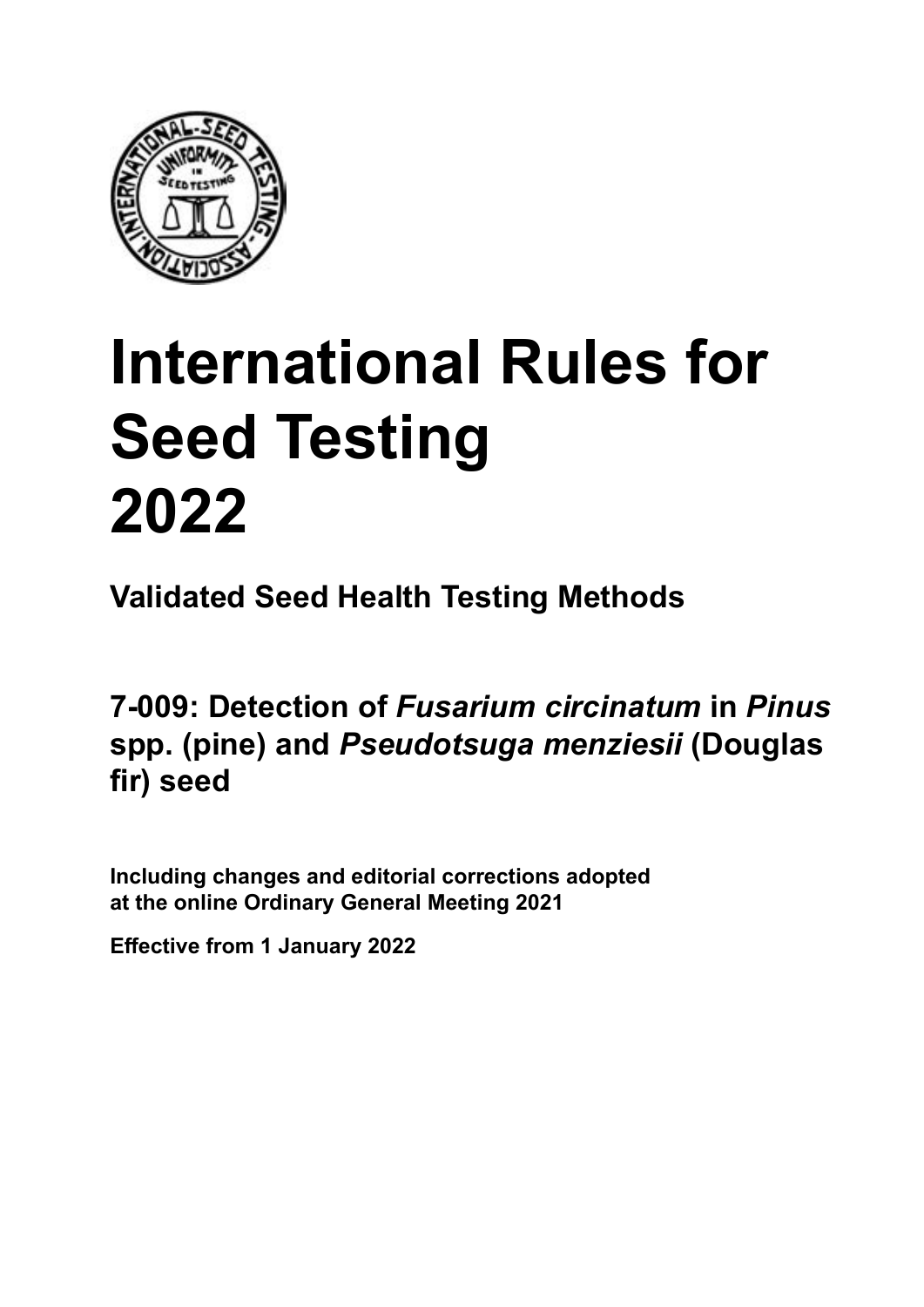# International Rules for Seed Testing 2022

**Validated Seed Health Testing Methods**

## 7-009: Detection of *Fusarium circinatum* in *Pinus* spp. (pine) and *Pseudotsuga menziesii* (Douglas fir) seed

**Including changes and editorial corrections adopted at the online Ordinary General Meeting 2021**

**Effective from 1 January 2022**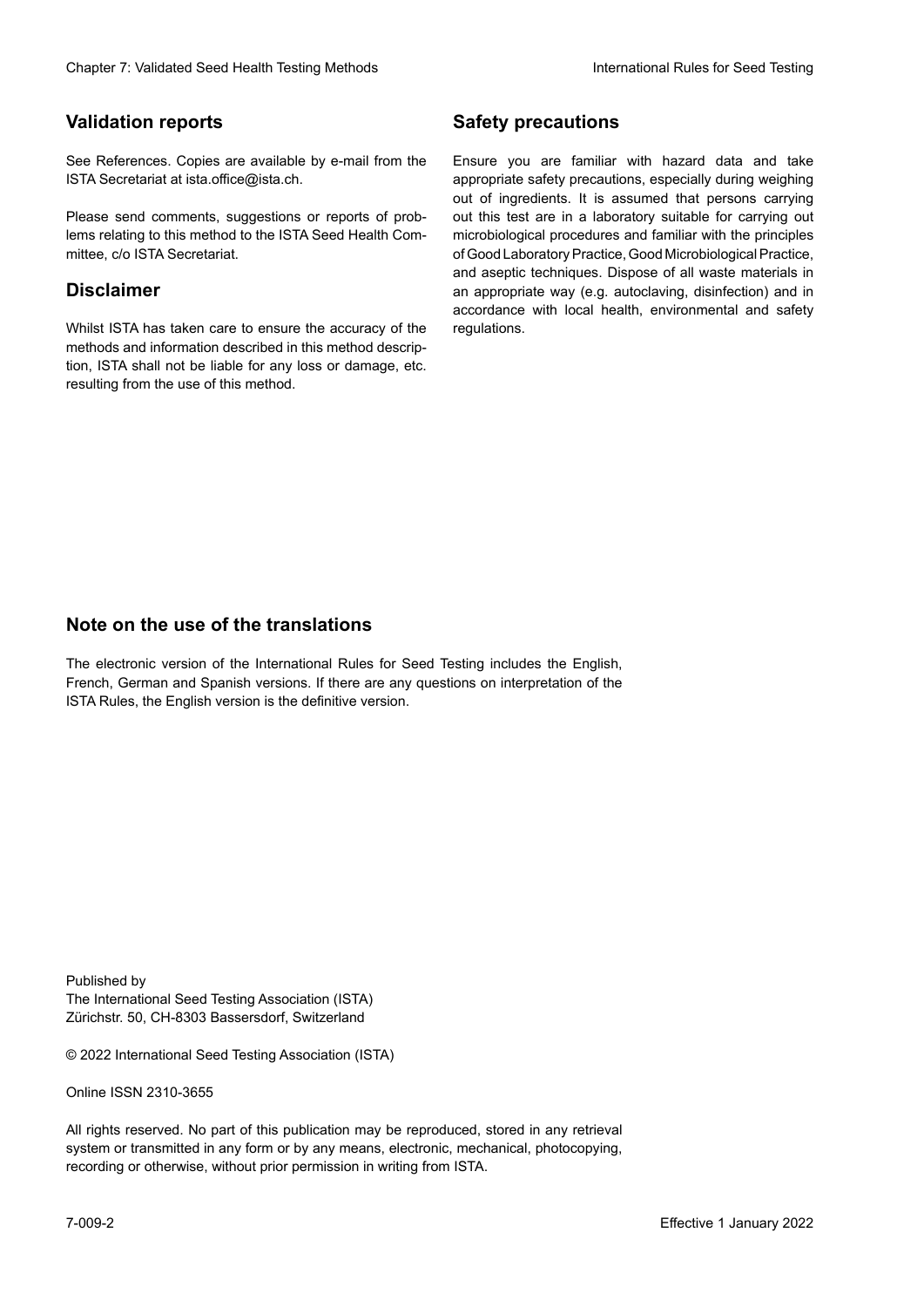## Validation reports

See References. Copies are available by e-mail from the ISTA Secretariat at ista.office@ista.ch.

Please send comments, suggestions or reports of problems relating to this method to the ISTA Seed Health Committee, c/o ISTA Secretariat.

## Disclaimer

Whilst ISTA has taken care to ensure the accuracy of the methods and information described in this method description, ISTA shall not be liable for any loss or damage, etc. resulting from the use of this method.

## Safety precautions

Ensure you are familiar with hazard data and take appropriate safety precautions, especially during weighing out of ingredients. It is assumed that persons carrying out this test are in a laboratory suitable for carrying out microbiological procedures and familiar with the principles of Good Laboratory Practice, Good Microbiological Practice, and aseptic techniques. Dispose of all waste materials in an appropriate way (e.g. autoclaving, disinfection) and in accordance with local health, environmental and safety regulations.

## Note on the use of the translations

The electronic version of the International Rules for Seed Testing includes the English, French, German and Spanish versions. If there are any questions on interpretation of the ISTA Rules, the English version is the definitive version.

Published by
The International Seed Testing Association (ISTA)
Zürichstr. 50, CH-8303 Bassersdorf, Switzerland

© 2022 International Seed Testing Association (ISTA)

Online ISSN 2310-3655

All rights reserved. No part of this publication may be reproduced, stored in any retrieval system or transmitted in any form or by any means, electronic, mechanical, photocopying, recording or otherwise, without prior permission in writing from ISTA.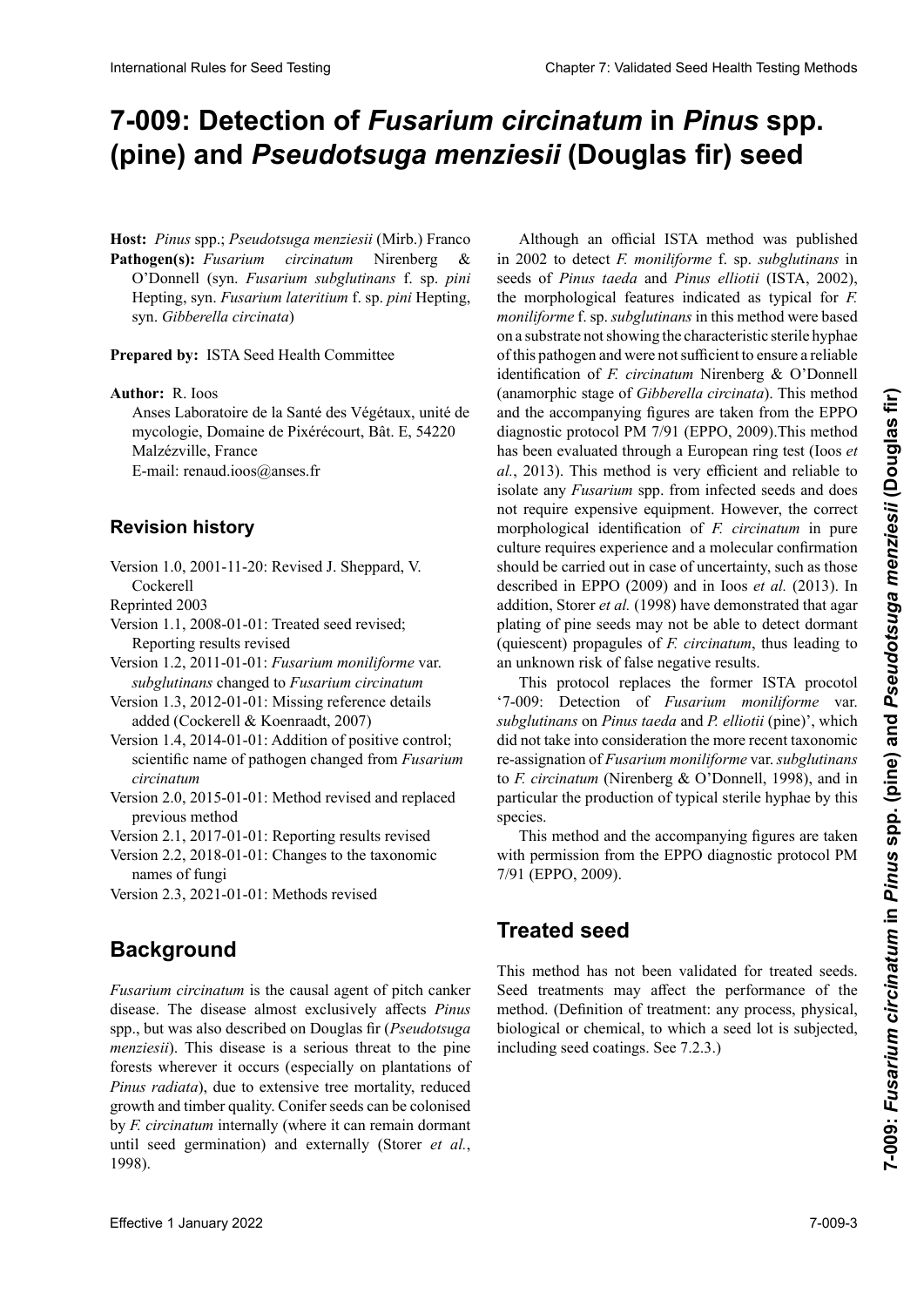# 7-009: Detection of *Fusarium circinatum* in *Pinus* spp. (pine) and *Pseudotsuga menziesii* (Douglas fir) seed

**Host:** *Pinus* spp.; *Pseudotsuga menziesii* (Mirb.) Franco

**Pathogen(s):** *Fusarium circinatum* Nirenberg & O'Donnell (syn. *Fusarium subglutinans* f. sp. *pini* Hepting, syn. *Fusarium lateritium* f. sp. *pini* Hepting, syn. *Gibberella circinata*)

**Prepared by:** ISTA Seed Health Committee

**Author:** R. Ioos
Anses Laboratoire de la Santé des Végétaux, unité de mycologie, Domaine de Pixérécourt, Bât. E, 54220 Malzézville, France
E-mail: renaud.ioos@anses.fr

## Revision history

Version 1.0, 2001-11-20: Revised J. Sheppard, V. Cockerell

Reprinted 2003

Version 1.1, 2008-01-01: Treated seed revised; Reporting results revised

Version 1.2, 2011-01-01: *Fusarium moniliforme* var. *subglutinans* changed to *Fusarium circinatum*

Version 1.3, 2012-01-01: Missing reference details added (Cockerell & Koenraadt, 2007)

Version 1.4, 2014-01-01: Addition of positive control; scientific name of pathogen changed from *Fusarium circinatum*

Version 2.0, 2015-01-01: Method revised and replaced previous method

Version 2.1, 2017-01-01: Reporting results revised

Version 2.2, 2018-01-01: Changes to the taxonomic names of fungi

Version 2.3, 2021-01-01: Methods revised

## Background

*Fusarium circinatum* is the causal agent of pitch canker disease. The disease almost exclusively affects *Pinus* spp., but was also described on Douglas fir (*Pseudotsuga menziesii*). This disease is a serious threat to the pine forests wherever it occurs (especially on plantations of *Pinus radiata*), due to extensive tree mortality, reduced growth and timber quality. Conifer seeds can be colonised by *F. circinatum* internally (where it can remain dormant until seed germination) and externally (Storer *et al.*, 1998).

Although an official ISTA method was published in 2002 to detect *F. moniliforme* f. sp. *subglutinans* in seeds of *Pinus taeda* and *Pinus elliotii* (ISTA, 2002), the morphological features indicated as typical for *F. moniliforme* f. sp. *subglutinans* in this method were based on a substrate not showing the characteristic sterile hyphae of this pathogen and were not sufficient to ensure a reliable identification of *F. circinatum* Nirenberg & O'Donnell (anamorphic stage of *Gibberella circinata*). This method and the accompanying figures are taken from the EPPO diagnostic protocol PM 7/91 (EPPO, 2009).This method has been evaluated through a European ring test (Ioos *et al.*, 2013). This method is very efficient and reliable to isolate any *Fusarium* spp. from infected seeds and does not require expensive equipment. However, the correct morphological identification of *F. circinatum* in pure culture requires experience and a molecular confirmation should be carried out in case of uncertainty, such as those described in EPPO (2009) and in Ioos *et al.* (2013). In addition, Storer *et al.* (1998) have demonstrated that agar plating of pine seeds may not be able to detect dormant (quiescent) propagules of *F. circinatum*, thus leading to an unknown risk of false negative results.

This protocol replaces the former ISTA procotol '7-009: Detection of *Fusarium moniliforme* var. *subglutinans* on *Pinus taeda* and *P. elliotii* (pine)', which did not take into consideration the more recent taxonomic re-assignation of *Fusarium moniliforme* var. *subglutinans* to *F. circinatum* (Nirenberg & O'Donnell, 1998), and in particular the production of typical sterile hyphae by this species.

This method and the accompanying figures are taken with permission from the EPPO diagnostic protocol PM 7/91 (EPPO, 2009).

## Treated seed

This method has not been validated for treated seeds. Seed treatments may affect the performance of the method. (Definition of treatment: any process, physical, biological or chemical, to which a seed lot is subjected, including seed coatings. See 7.2.3.)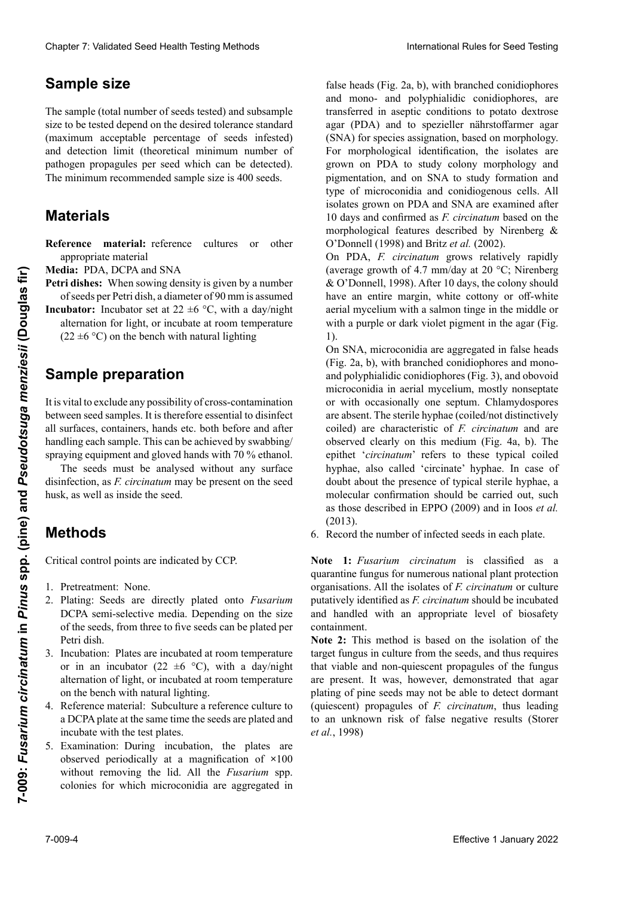## Sample size

The sample (total number of seeds tested) and subsample size to be tested depend on the desired tolerance standard (maximum acceptable percentage of seeds infested) and detection limit (theoretical minimum number of pathogen propagules per seed which can be detected). The minimum recommended sample size is 400 seeds.

## Materials

**Reference material:** reference cultures or other appropriate material

**Media:** PDA, DCPA and SNA

**Petri dishes:** When sowing density is given by a number of seeds per Petri dish, a diameter of 90 mm is assumed

**Incubator:** Incubator set at 22 ±6 °C, with a day/night alternation for light, or incubate at room temperature (22 ±6 °C) on the bench with natural lighting

## Sample preparation

It is vital to exclude any possibility of cross-contamination between seed samples. It is therefore essential to disinfect all surfaces, containers, hands etc. both before and after handling each sample. This can be achieved by swabbing/spraying equipment and gloved hands with 70 % ethanol.

The seeds must be analysed without any surface disinfection, as *F. circinatum* may be present on the seed husk, as well as inside the seed.

## Methods

Critical control points are indicated by CCP.

1. Pretreatment: None.
2. Plating: Seeds are directly plated onto *Fusarium* DCPA semi-selective media. Depending on the size of the seeds, from three to five seeds can be plated per Petri dish.
3. Incubation: Plates are incubated at room temperature or in an incubator (22 ±6 °C), with a day/night alternation of light, or incubated at room temperature on the bench with natural lighting.
4. Reference material: Subculture a reference culture to a DCPA plate at the same time the seeds are plated and incubate with the test plates.
5. Examination: During incubation, the plates are observed periodically at a magnification of ×100 without removing the lid. All the *Fusarium* spp. colonies for which microconidia are aggregated in false heads (Fig. 2a, b), with branched conidiophores and mono- and polyphialidic conidiophores, are transferred in aseptic conditions to potato dextrose agar (PDA) and to spezieller nährstoffarmer agar (SNA) for species assignation, based on morphology. For morphological identification, the isolates are grown on PDA to study colony morphology and pigmentation, and on SNA to study formation and type of microconidia and conidiogenous cells. All isolates grown on PDA and SNA are examined after 10 days and confirmed as *F. circinatum* based on the morphological features described by Nirenberg & O'Donnell (1998) and Britz *et al.* (2002).

   On PDA, *F. circinatum* grows relatively rapidly (average growth of 4.7 mm/day at 20 °C; Nirenberg & O'Donnell, 1998). After 10 days, the colony should have an entire margin, white cottony or off-white aerial mycelium with a salmon tinge in the middle or with a purple or dark violet pigment in the agar (Fig. 1).

   On SNA, microconidia are aggregated in false heads (Fig. 2a, b), with branched conidiophores and mono- and polyphialidic conidiophores (Fig. 3), and obovoid microconidia in aerial mycelium, mostly nonseptate or with occasionally one septum. Chlamydospores are absent. The sterile hyphae (coiled/not distinctively coiled) are characteristic of *F. circinatum* and are observed clearly on this medium (Fig. 4a, b). The epithet '*circinatum*' refers to these typical coiled hyphae, also called 'circinate' hyphae. In case of doubt about the presence of typical sterile hyphae, a molecular confirmation should be carried out, such as those described in EPPO (2009) and in Ioos *et al.* (2013).
6. Record the number of infected seeds in each plate.

**Note 1:** *Fusarium circinatum* is classified as a quarantine fungus for numerous national plant protection organisations. All the isolates of *F. circinatum* or culture putatively identified as *F. circinatum* should be incubated and handled with an appropriate level of biosafety containment.

**Note 2:** This method is based on the isolation of the target fungus in culture from the seeds, and thus requires that viable and non-quiescent propagules of the fungus are present. It was, however, demonstrated that agar plating of pine seeds may not be able to detect dormant (quiescent) propagules of *F. circinatum*, thus leading to an unknown risk of false negative results (Storer *et al.*, 1998)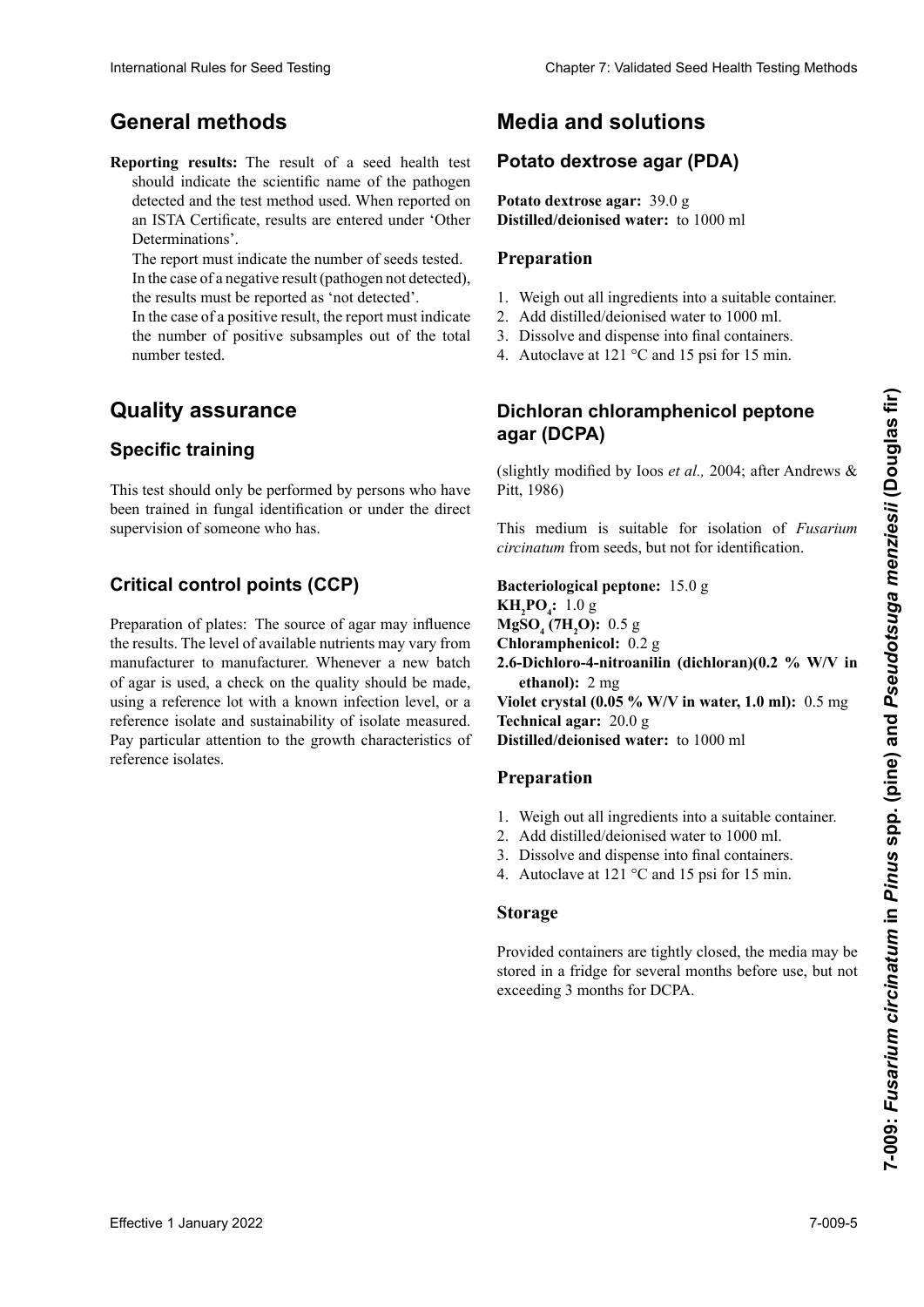# General methods

**Reporting results:** The result of a seed health test should indicate the scientific name of the pathogen detected and the test method used. When reported on an ISTA Certificate, results are entered under 'Other Determinations'.

The report must indicate the number of seeds tested.

In the case of a negative result (pathogen not detected), the results must be reported as 'not detected'.

In the case of a positive result, the report must indicate the number of positive subsamples out of the total number tested.

# Quality assurance

## Specific training

This test should only be performed by persons who have been trained in fungal identification or under the direct supervision of someone who has.

## Critical control points (CCP)

Preparation of plates: The source of agar may influence the results. The level of available nutrients may vary from manufacturer to manufacturer. Whenever a new batch of agar is used, a check on the quality should be made, using a reference lot with a known infection level, or a reference isolate and sustainability of isolate measured. Pay particular attention to the growth characteristics of reference isolates.

# Media and solutions

## Potato dextrose agar (PDA)

**Potato dextrose agar:** 39.0 g
**Distilled/deionised water:** to 1000 ml

### Preparation

1. Weigh out all ingredients into a suitable container.
2. Add distilled/deionised water to 1000 ml.
3. Dissolve and dispense into final containers.
4. Autoclave at 121 °C and 15 psi for 15 min.

## Dichloran chloramphenicol peptone agar (DCPA)

(slightly modified by Ioos *et al.,* 2004; after Andrews & Pitt, 1986)

This medium is suitable for isolation of *Fusarium circinatum* from seeds, but not for identification.

**Bacteriological peptone:** 15.0 g
**$KH_2PO_4$:** 1.0 g
**$MgSO_4$ ($7H_2O$):** 0.5 g
**Chloramphenicol:** 0.2 g
**2.6-Dichloro-4-nitroanilin (dichloran)(0.2 % W/V in ethanol):** 2 mg
**Violet crystal (0.05 % W/V in water, 1.0 ml):** 0.5 mg
**Technical agar:** 20.0 g
**Distilled/deionised water:** to 1000 ml

### Preparation

1. Weigh out all ingredients into a suitable container.
2. Add distilled/deionised water to 1000 ml.
3. Dissolve and dispense into final containers.
4. Autoclave at 121 °C and 15 psi for 15 min.

### Storage

Provided containers are tightly closed, the media may be stored in a fridge for several months before use, but not exceeding 3 months for DCPA.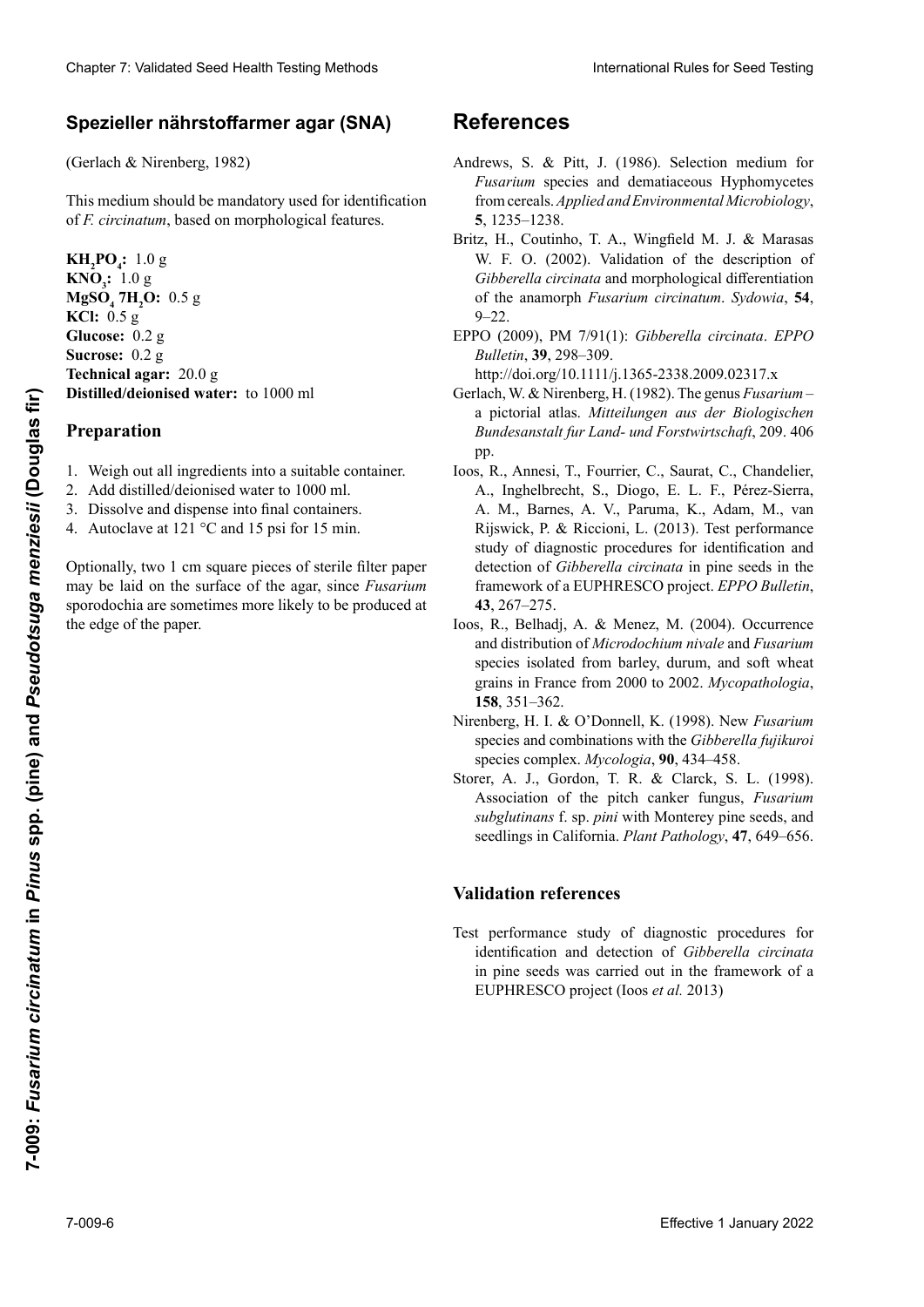## Spezieller nährstoffarmer agar (SNA)

(Gerlach & Nirenberg, 1982)

This medium should be mandatory used for identification of *F. circinatum*, based on morphological features.

**$KH_2PO_4$:** 1.0 g
**$KNO_3$:** 1.0 g
**$MgSO_4$ $7H_2O$:** 0.5 g
**KCl:** 0.5 g
**Glucose:** 0.2 g
**Sucrose:** 0.2 g
**Technical agar:** 20.0 g
**Distilled/deionised water:** to 1000 ml

### Preparation

1. Weigh out all ingredients into a suitable container.
2. Add distilled/deionised water to 1000 ml.
3. Dissolve and dispense into final containers.
4. Autoclave at 121 °C and 15 psi for 15 min.

Optionally, two 1 cm square pieces of sterile filter paper may be laid on the surface of the agar, since *Fusarium* sporodochia are sometimes more likely to be produced at the edge of the paper.

# References

Andrews, S. & Pitt, J. (1986). Selection medium for *Fusarium* species and dematiaceous Hyphomycetes from cereals. *Applied and Environmental Microbiology*, **5**, 1235–1238.

Britz, H., Coutinho, T. A., Wingfield M. J. & Marasas W. F. O. (2002). Validation of the description of *Gibberella circinata* and morphological differentiation of the anamorph *Fusarium circinatum*. *Sydowia*, **54**, 9–22.

EPPO (2009), PM 7/91(1): *Gibberella circinata*. *EPPO Bulletin*, **39**, 298–309. http://doi.org/10.1111/j.1365-2338.2009.02317.x

Gerlach, W. & Nirenberg, H. (1982). The genus *Fusarium* – a pictorial atlas. *Mitteilungen aus der Biologischen Bundesanstalt fur Land- und Forstwirtschaft*, 209. 406 pp.

Ioos, R., Annesi, T., Fourrier, C., Saurat, C., Chandelier, A., Inghelbrecht, S., Diogo, E. L. F., Pérez-Sierra, A. M., Barnes, A. V., Paruma, K., Adam, M., van Rijswick, P. & Riccioni, L. (2013). Test performance study of diagnostic procedures for identification and detection of *Gibberella circinata* in pine seeds in the framework of a EUPHRESCO project. *EPPO Bulletin*, **43**, 267–275.

Ioos, R., Belhadj, A. & Menez, M. (2004). Occurrence and distribution of *Microdochium nivale* and *Fusarium* species isolated from barley, durum, and soft wheat grains in France from 2000 to 2002. *Mycopathologia*, **158**, 351–362.

Nirenberg, H. I. & O'Donnell, K. (1998). New *Fusarium* species and combinations with the *Gibberella fujikuroi* species complex. *Mycologia*, **90**, 434–458.

Storer, A. J., Gordon, T. R. & Clarck, S. L. (1998). Association of the pitch canker fungus, *Fusarium subglutinans* f. sp. *pini* with Monterey pine seeds, and seedlings in California. *Plant Pathology*, **47**, 649–656.

## Validation references

Test performance study of diagnostic procedures for identification and detection of *Gibberella circinata* in pine seeds was carried out in the framework of a EUPHRESCO project (Ioos *et al.* 2013)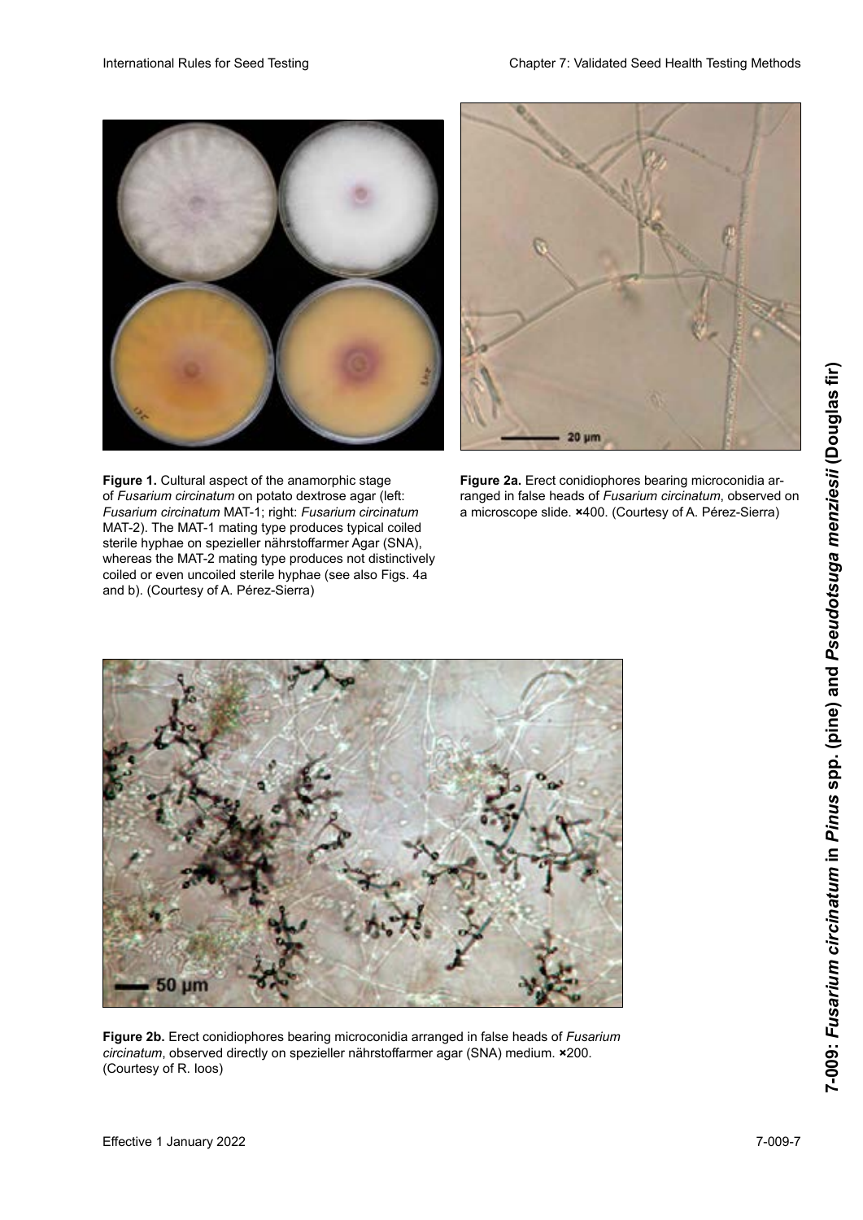**Figure 1.** Cultural aspect of the anamorphic stage of *Fusarium circinatum* on potato dextrose agar (left: *Fusarium circinatum* MAT-1; right: *Fusarium circinatum* MAT-2). The MAT-1 mating type produces typical coiled sterile hyphae on spezieller nährstoffarmer Agar (SNA), whereas the MAT-2 mating type produces not distinctively coiled or even uncoiled sterile hyphae (see also Figs. 4a and b). (Courtesy of A. Pérez-Sierra)

**Figure 2a.** Erect conidiophores bearing microconidia arranged in false heads of *Fusarium circinatum*, observed on a microscope slide. ×400. (Courtesy of A. Pérez-Sierra)

**Figure 2b.** Erect conidiophores bearing microconidia arranged in false heads of *Fusarium circinatum*, observed directly on spezieller nährstoffarmer agar (SNA) medium. ×200. (Courtesy of R. Ioos)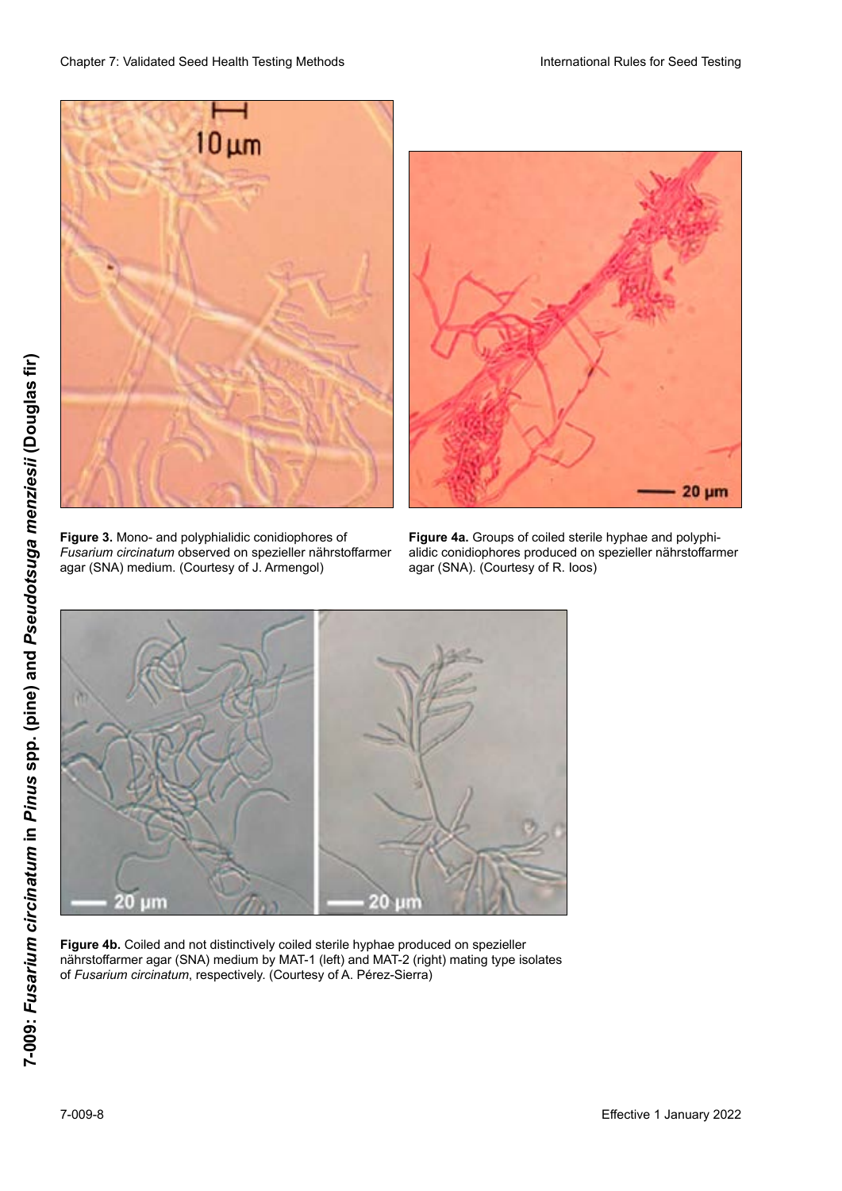**Figure 3.** Mono- and polyphialidic conidiophores of *Fusarium circinatum* observed on spezieller nährstoffarmer agar (SNA) medium. (Courtesy of J. Armengol)

**Figure 4a.** Groups of coiled sterile hyphae and polyphialidic conidiophores produced on spezieller nährstoffarmer agar (SNA). (Courtesy of R. Ioos)

**Figure 4b.** Coiled and not distinctively coiled sterile hyphae produced on spezieller nährstoffarmer agar (SNA) medium by MAT-1 (left) and MAT-2 (right) mating type isolates of *Fusarium circinatum*, respectively. (Courtesy of A. Pérez-Sierra)